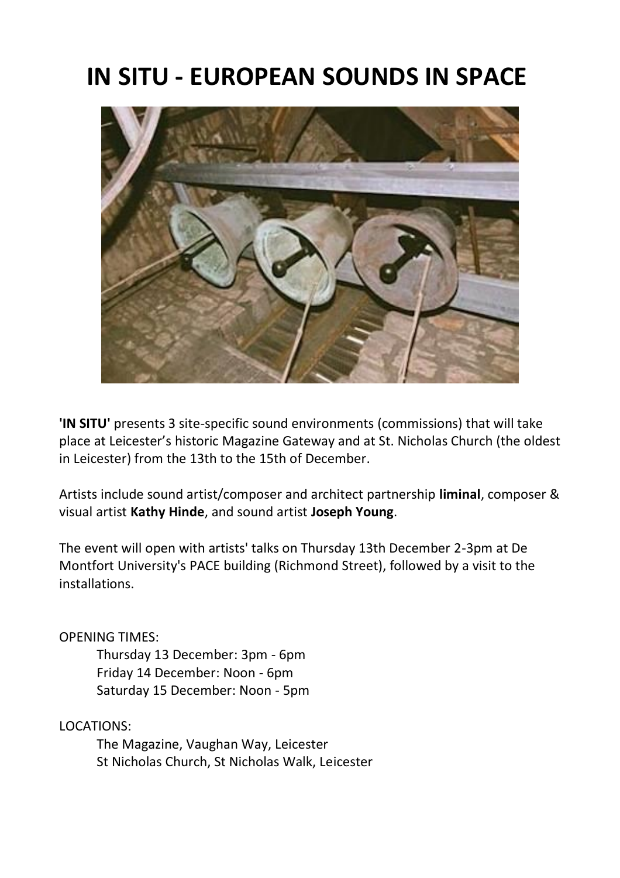# IN SITU - EUROPEAN SOUNDS IN SPACE

**'IN SITU'** presents 3 site-specific sound environments (commissions) that will take place at Leicester's historic Magazine Gateway and at St. Nicholas Church (the oldest in Leicester) from the 13th to the 15th of December.

Artists include sound artist/composer and architect partnership **liminal**, composer & visual artist **Kathy Hinde**, and sound artist **Joseph Young**.

The event will open with artists' talks on Thursday 13th December 2-3pm at De Montfort University's PACE building (Richmond Street), followed by a visit to the installations.

OPENING TIMES:

Thursday 13 December: 3pm - 6pm
Friday 14 December: Noon - 6pm
Saturday 15 December: Noon - 5pm

LOCATIONS:

The Magazine, Vaughan Way, Leicester
St Nicholas Church, St Nicholas Walk, Leicester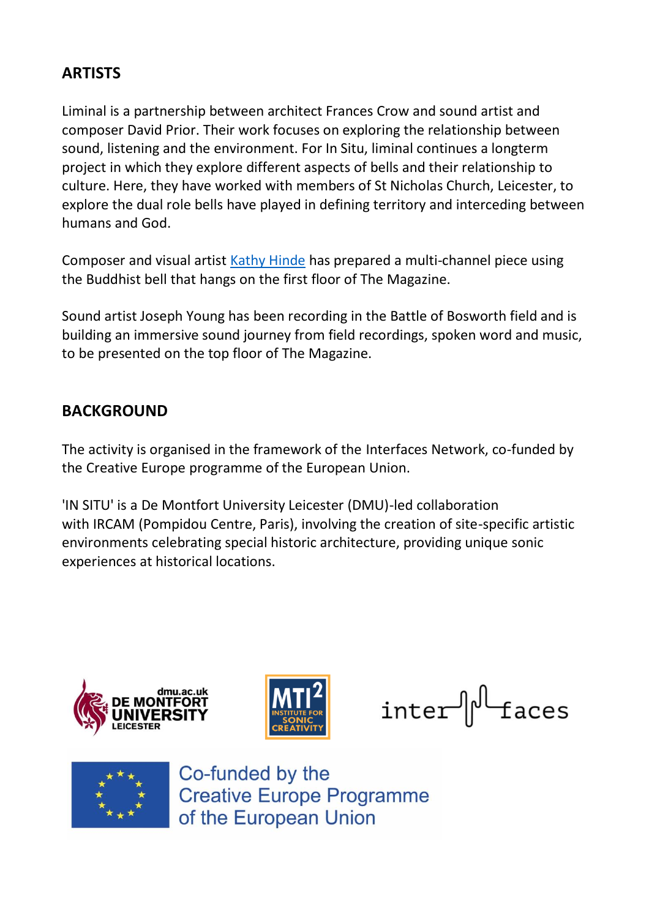## ARTISTS

Liminal is a partnership between architect Frances Crow and sound artist and composer David Prior. Their work focuses on exploring the relationship between sound, listening and the environment. For In Situ, liminal continues a longterm project in which they explore different aspects of bells and their relationship to culture. Here, they have worked with members of St Nicholas Church, Leicester, to explore the dual role bells have played in defining territory and interceding between humans and God.

Composer and visual artist Kathy Hinde has prepared a multi-channel piece using the Buddhist bell that hangs on the first floor of The Magazine.

Sound artist Joseph Young has been recording in the Battle of Bosworth field and is building an immersive sound journey from field recordings, spoken word and music, to be presented on the top floor of The Magazine.

## BACKGROUND

The activity is organised in the framework of the Interfaces Network, co-funded by the Creative Europe programme of the European Union.

'IN SITU' is a De Montfort University Leicester (DMU)-led collaboration with IRCAM (Pompidou Centre, Paris), involving the creation of site-specific artistic environments celebrating special historic architecture, providing unique sonic experiences at historical locations.

dmu.ac.uk DE MONTFORT UNIVERSITY LEICESTER

MTI[2] INSTITUTE FOR SONIC CREATIVITY

interfaces

Co-funded by the Creative Europe Programme of the European Union